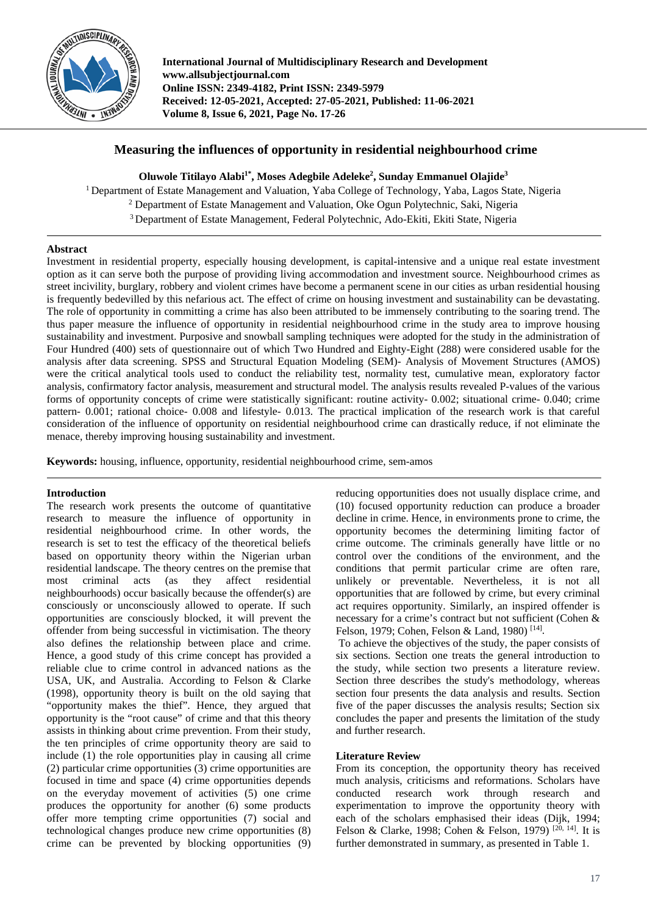# Measuring the influences of opportunity in residential neighbourhood crime

**Oluwole Titilayo Alabi[1*], Moses Adegbile Adeleke[2], Sunday Emmanuel Olajide[3]**

[1] Department of Estate Management and Valuation, Yaba College of Technology, Yaba, Lagos State, Nigeria

[2] Department of Estate Management and Valuation, Oke Ogun Polytechnic, Saki, Nigeria

[3] Department of Estate Management, Federal Polytechnic, Ado-Ekiti, Ekiti State, Nigeria

## Abstract

Investment in residential property, especially housing development, is capital-intensive and a unique real estate investment option as it can serve both the purpose of providing living accommodation and investment source. Neighbourhood crimes as street incivility, burglary, robbery and violent crimes have become a permanent scene in our cities as urban residential housing is frequently bedevilled by this nefarious act. The effect of crime on housing investment and sustainability can be devastating. The role of opportunity in committing a crime has also been attributed to be immensely contributing to the soaring trend. The thus paper measure the influence of opportunity in residential neighbourhood crime in the study area to improve housing sustainability and investment. Purposive and snowball sampling techniques were adopted for the study in the administration of Four Hundred (400) sets of questionnaire out of which Two Hundred and Eighty-Eight (288) were considered usable for the analysis after data screening. SPSS and Structural Equation Modeling (SEM)- Analysis of Movement Structures (AMOS) were the critical analytical tools used to conduct the reliability test, normality test, cumulative mean, exploratory factor analysis, confirmatory factor analysis, measurement and structural model. The analysis results revealed P-values of the various forms of opportunity concepts of crime were statistically significant: routine activity- 0.002; situational crime- 0.040; crime pattern- 0.001; rational choice- 0.008 and lifestyle- 0.013. The practical implication of the research work is that careful consideration of the influence of opportunity on residential neighbourhood crime can drastically reduce, if not eliminate the menace, thereby improving housing sustainability and investment.

**Keywords:** housing, influence, opportunity, residential neighbourhood crime, sem-amos

## Introduction

The research work presents the outcome of quantitative research to measure the influence of opportunity in residential neighbourhood crime. In other words, the research is set to test the efficacy of the theoretical beliefs based on opportunity theory within the Nigerian urban residential landscape. The theory centres on the premise that most criminal acts (as they affect residential neighbourhoods) occur basically because the offender(s) are consciously or unconsciously allowed to operate. If such opportunities are consciously blocked, it will prevent the offender from being successful in victimisation. The theory also defines the relationship between place and crime. Hence, a good study of this crime concept has provided a reliable clue to crime control in advanced nations as the USA, UK, and Australia. According to Felson & Clarke (1998), opportunity theory is built on the old saying that "opportunity makes the thief". Hence, they argued that opportunity is the "root cause" of crime and that this theory assists in thinking about crime prevention. From their study, the ten principles of crime opportunity theory are said to include (1) the role opportunities play in causing all crime (2) particular crime opportunities (3) crime opportunities are focused in time and space (4) crime opportunities depends on the everyday movement of activities (5) one crime produces the opportunity for another (6) some products offer more tempting crime opportunities (7) social and technological changes produce new crime opportunities (8) crime can be prevented by blocking opportunities (9) reducing opportunities does not usually displace crime, and (10) focused opportunity reduction can produce a broader decline in crime. Hence, in environments prone to crime, the opportunity becomes the determining limiting factor of crime outcome. The criminals generally have little or no control over the conditions of the environment, and the conditions that permit particular crime are often rare, unlikely or preventable. Nevertheless, it is not all opportunities that are followed by crime, but every criminal act requires opportunity. Similarly, an inspired offender is necessary for a crime's contract but not sufficient (Cohen & Felson, 1979; Cohen, Felson & Land, 1980) [14].

To achieve the objectives of the study, the paper consists of six sections. Section one treats the general introduction to the study, while section two presents a literature review. Section three describes the study's methodology, whereas section four presents the data analysis and results. Section five of the paper discusses the analysis results; Section six concludes the paper and presents the limitation of the study and further research.

## Literature Review

From its conception, the opportunity theory has received much analysis, criticisms and reformations. Scholars have conducted research work through research and experimentation to improve the opportunity theory with each of the scholars emphasised their ideas (Dijk, 1994; Felson & Clarke, 1998; Cohen & Felson, 1979) [20, 14]. It is further demonstrated in summary, as presented in Table 1.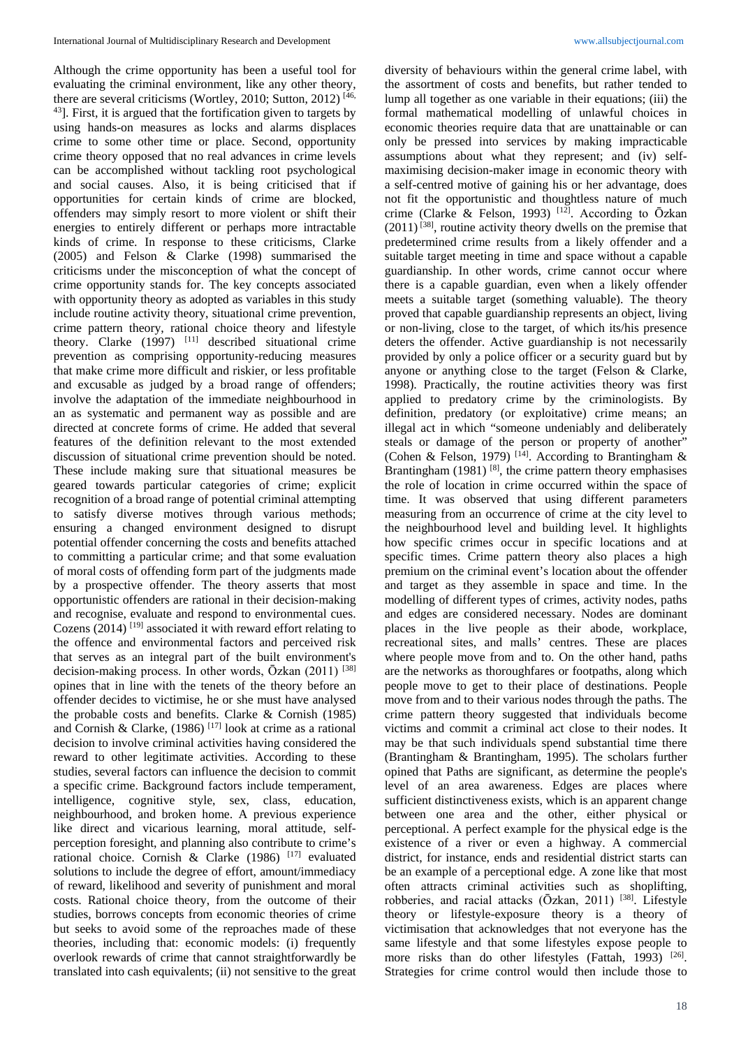Although the crime opportunity has been a useful tool for evaluating the criminal environment, like any other theory, there are several criticisms (Wortley, 2010; Sutton, 2012) [46, 43]. First, it is argued that the fortification given to targets by using hands-on measures as locks and alarms displaces crime to some other time or place. Second, opportunity crime theory opposed that no real advances in crime levels can be accomplished without tackling root psychological and social causes. Also, it is being criticised that if opportunities for certain kinds of crime are blocked, offenders may simply resort to more violent or shift their energies to entirely different or perhaps more intractable kinds of crime. In response to these criticisms, Clarke (2005) and Felson & Clarke (1998) summarised the criticisms under the misconception of what the concept of crime opportunity stands for. The key concepts associated with opportunity theory as adopted as variables in this study include routine activity theory, situational crime prevention, crime pattern theory, rational choice theory and lifestyle theory. Clarke (1997) [11] described situational crime prevention as comprising opportunity-reducing measures that make crime more difficult and riskier, or less profitable and excusable as judged by a broad range of offenders; involve the adaptation of the immediate neighbourhood in an as systematic and permanent way as possible and are directed at concrete forms of crime. He added that several features of the definition relevant to the most extended discussion of situational crime prevention should be noted. These include making sure that situational measures be geared towards particular categories of crime; explicit recognition of a broad range of potential criminal attempting to satisfy diverse motives through various methods; ensuring a changed environment designed to disrupt potential offender concerning the costs and benefits attached to committing a particular crime; and that some evaluation of moral costs of offending form part of the judgments made by a prospective offender. The theory asserts that most opportunistic offenders are rational in their decision-making and recognise, evaluate and respond to environmental cues. Cozens (2014) [19] associated it with reward effort relating to the offence and environmental factors and perceived risk that serves as an integral part of the built environment's decision-making process. In other words, Ōzkan (2011) [38] opines that in line with the tenets of the theory before an offender decides to victimise, he or she must have analysed the probable costs and benefits. Clarke & Cornish (1985) and Cornish & Clarke, (1986) [17] look at crime as a rational decision to involve criminal activities having considered the reward to other legitimate activities. According to these studies, several factors can influence the decision to commit a specific crime. Background factors include temperament, intelligence, cognitive style, sex, class, education, neighbourhood, and broken home. A previous experience like direct and vicarious learning, moral attitude, self-perception foresight, and planning also contribute to crime's rational choice. Cornish & Clarke (1986) [17] evaluated solutions to include the degree of effort, amount/immediacy of reward, likelihood and severity of punishment and moral costs. Rational choice theory, from the outcome of their studies, borrows concepts from economic theories of crime but seeks to avoid some of the reproaches made of these theories, including that: economic models: (i) frequently overlook rewards of crime that cannot straightforwardly be translated into cash equivalents; (ii) not sensitive to the great diversity of behaviours within the general crime label, with the assortment of costs and benefits, but rather tended to lump all together as one variable in their equations; (iii) the formal mathematical modelling of unlawful choices in economic theories require data that are unattainable or can only be pressed into services by making impracticable assumptions about what they represent; and (iv) self-maximising decision-maker image in economic theory with a self-centred motive of gaining his or her advantage, does not fit the opportunistic and thoughtless nature of much crime (Clarke & Felson, 1993) [12]. According to Ōzkan (2011) [38], routine activity theory dwells on the premise that predetermined crime results from a likely offender and a suitable target meeting in time and space without a capable guardianship. In other words, crime cannot occur where there is a capable guardian, even when a likely offender meets a suitable target (something valuable). The theory proved that capable guardianship represents an object, living or non-living, close to the target, of which its/his presence deters the offender. Active guardianship is not necessarily provided by only a police officer or a security guard but by anyone or anything close to the target (Felson & Clarke, 1998). Practically, the routine activities theory was first applied to predatory crime by the criminologists. By definition, predatory (or exploitative) crime means; an illegal act in which "someone undeniably and deliberately steals or damage of the person or property of another" (Cohen & Felson, 1979) [14]. According to Brantingham & Brantingham (1981) [8], the crime pattern theory emphasises the role of location in crime occurred within the space of time. It was observed that using different parameters measuring from an occurrence of crime at the city level to the neighbourhood level and building level. It highlights how specific crimes occur in specific locations and at specific times. Crime pattern theory also places a high premium on the criminal event's location about the offender and target as they assemble in space and time. In the modelling of different types of crimes, activity nodes, paths and edges are considered necessary. Nodes are dominant places in the live people as their abode, workplace, recreational sites, and malls' centres. These are places where people move from and to. On the other hand, paths are the networks as thoroughfares or footpaths, along which people move to get to their place of destinations. People move from and to their various nodes through the paths. The crime pattern theory suggested that individuals become victims and commit a criminal act close to their nodes. It may be that such individuals spend substantial time there (Brantingham & Brantingham, 1995). The scholars further opined that Paths are significant, as determine the people's level of an area awareness. Edges are places where sufficient distinctiveness exists, which is an apparent change between one area and the other, either physical or perceptional. A perfect example for the physical edge is the existence of a river or even a highway. A commercial district, for instance, ends and residential district starts can be an example of a perceptional edge. A zone like that most often attracts criminal activities such as shoplifting, robberies, and racial attacks (Ōzkan, 2011) [38]. Lifestyle theory or lifestyle-exposure theory is a theory of victimisation that acknowledges that not everyone has the same lifestyle and that some lifestyles expose people to more risks than do other lifestyles (Fattah, 1993) [26]. Strategies for crime control would then include those to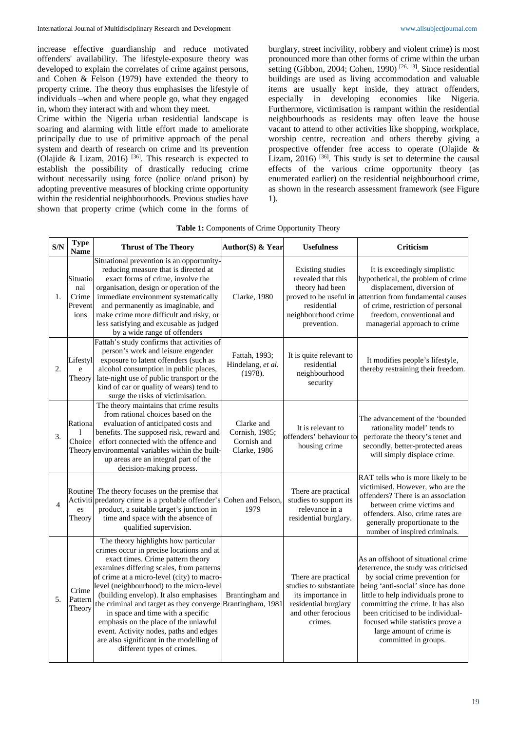increase effective guardianship and reduce motivated offenders' availability. The lifestyle-exposure theory was developed to explain the correlates of crime against persons, and Cohen & Felson (1979) have extended the theory to property crime. The theory thus emphasises the lifestyle of individuals –when and where people go, what they engaged in, whom they interact with and whom they meet.

Crime within the Nigeria urban residential landscape is soaring and alarming with little effort made to ameliorate principally due to use of primitive approach of the penal system and dearth of research on crime and its prevention (Olajide & Lizam, 2016) [36]. This research is expected to establish the possibility of drastically reducing crime without necessarily using force (police or/and prison) by adopting preventive measures of blocking crime opportunity within the residential neighbourhoods. Previous studies have shown that property crime (which come in the forms of burglary, street incivility, robbery and violent crime) is most pronounced more than other forms of crime within the urban setting (Gibbon, 2004; Cohen, 1990) [26, 13]. Since residential buildings are used as living accommodation and valuable items are usually kept inside, they attract offenders, especially in developing economies like Nigeria. Furthermore, victimisation is rampant within the residential neighbourhoods as residents may often leave the house vacant to attend to other activities like shopping, workplace, worship centre, recreation and others thereby giving a prospective offender free access to operate (Olajide & Lizam, 2016) [36]. This study is set to determine the causal effects of the various crime opportunity theory (as enumerated earlier) on the residential neighbourhood crime, as shown in the research assessment framework (see Figure 1).

**Table 1:** Components of Crime Opportunity Theory

| S/N | Type Name | Thrust of The Theory | Author(S) & Year | Usefulness | Criticism |
|---|---|---|---|---|---|
| 1. | Situational Crime Preventions | Situational prevention is an opportunity-reducing measure that is directed at exact forms of crime, involve the organisation, design or operation of the immediate environment systematically and permanently as imaginable, and make crime more difficult and risky, or less satisfying and excusable as judged by a wide range of offenders | Clarke, 1980 | Existing studies revealed that this theory had been proved to be useful in residential neighbourhood crime prevention. | It is exceedingly simplistic hypothetical, the problem of crime displacement, diversion of attention from fundamental causes of crime, restriction of personal freedom, conventional and managerial approach to crime |
| 2. | Lifestyle Theory | Fattah's study confirms that activities of person's work and leisure engender exposure to latent offenders (such as alcohol consumption in public places, late-night use of public transport or the kind of car or quality of wears) tend to surge the risks of victimisation. | Fattah, 1993; Hindelang, *et al.* (1978). | It is quite relevant to residential neighbourhood security | It modifies people's lifestyle, thereby restraining their freedom. |
| 3. | Rational Choice Theory | The theory maintains that crime results from rational choices based on the evaluation of anticipated costs and benefits. The supposed risk, reward and effort connected with the offence and environmental variables within the built-up areas are an integral part of the decision-making process. | Clarke and Cornish, 1985; Cornish and Clarke, 1986 | It is relevant to offenders' behaviour to housing crime | The advancement of the 'bounded rationality model' tends to perforate the theory's tenet and secondly, better-protected areas will simply displace crime. |
| 4 | Routine Activities Theory | The theory focuses on the premise that predatory crime is a probable offender's product, a suitable target's junction in time and space with the absence of qualified supervision. | Cohen and Felson, 1979 | There are practical studies to support its relevance in a residential burglary. | RAT tells who is more likely to be victimised. However, who are the offenders? There is an association between crime victims and offenders. Also, crime rates are generally proportionate to the number of inspired criminals. |
| 5. | Crime Pattern Theory | The theory highlights how particular crimes occur in precise locations and at exact times. Crime pattern theory examines differing scales, from patterns of crime at a micro-level (city) to macro-level (neighbourhood) to the micro-level (building envelop). It also emphasises the criminal and target as they converge in space and time with a specific emphasis on the place of the unlawful event. Activity nodes, paths and edges are also significant in the modelling of different types of crimes. | Brantingham and Brantingham, 1981 | There are practical studies to substantiate its importance in residential burglary and other ferocious crimes. | As an offshoot of situational crime deterrence, the study was criticised by social crime prevention for being 'anti-social' since has done little to help individuals prone to committing the crime. It has also been criticised to be individual-focused while statistics prove a large amount of crime is committed in groups. |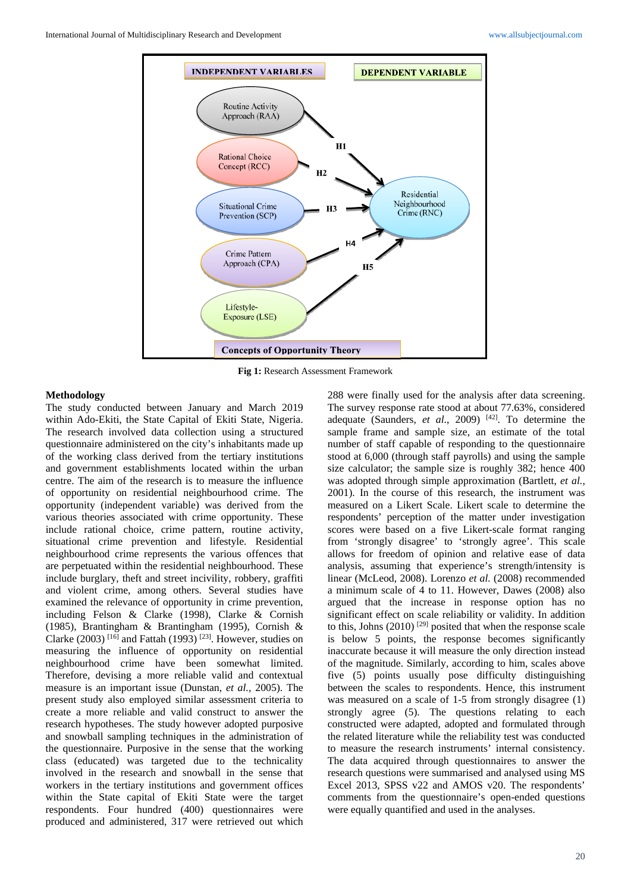**Fig 1:** Research Assessment Framework

**Methodology**

The study conducted between January and March 2019 within Ado-Ekiti, the State Capital of Ekiti State, Nigeria. The research involved data collection using a structured questionnaire administered on the city's inhabitants made up of the working class derived from the tertiary institutions and government establishments located within the urban centre. The aim of the research is to measure the influence of opportunity on residential neighbourhood crime. The opportunity (independent variable) was derived from the various theories associated with crime opportunity. These include rational choice, crime pattern, routine activity, situational crime prevention and lifestyle. Residential neighbourhood crime represents the various offences that are perpetuated within the residential neighbourhood. These include burglary, theft and street incivility, robbery, graffiti and violent crime, among others. Several studies have examined the relevance of opportunity in crime prevention, including Felson & Clarke (1998), Clarke & Cornish (1985), Brantingham & Brantingham (1995), Cornish & Clarke (2003) [16] and Fattah (1993) [23]. However, studies on measuring the influence of opportunity on residential neighbourhood crime have been somewhat limited. Therefore, devising a more reliable valid and contextual measure is an important issue (Dunstan, *et al.*, 2005). The present study also employed similar assessment criteria to create a more reliable and valid construct to answer the research hypotheses. The study however adopted purposive and snowball sampling techniques in the administration of the questionnaire. Purposive in the sense that the working class (educated) was targeted due to the technicality involved in the research and snowball in the sense that workers in the tertiary institutions and government offices within the State capital of Ekiti State were the target respondents. Four hundred (400) questionnaires were produced and administered, 317 were retrieved out which 288 were finally used for the analysis after data screening. The survey response rate stood at about 77.63%, considered adequate (Saunders, *et al.*, 2009) [42]. To determine the sample frame and sample size, an estimate of the total number of staff capable of responding to the questionnaire stood at 6,000 (through staff payrolls) and using the sample size calculator; the sample size is roughly 382; hence 400 was adopted through simple approximation (Bartlett, *et al.*, 2001). In the course of this research, the instrument was measured on a Likert Scale. Likert scale to determine the respondents' perception of the matter under investigation scores were based on a five Likert-scale format ranging from 'strongly disagree' to 'strongly agree'. This scale allows for freedom of opinion and relative ease of data analysis, assuming that experience's strength/intensity is linear (McLeod, 2008). Lorenzo *et al.* (2008) recommended a minimum scale of 4 to 11. However, Dawes (2008) also argued that the increase in response option has no significant effect on scale reliability or validity. In addition to this, Johns (2010) [29] posited that when the response scale is below 5 points, the response becomes significantly inaccurate because it will measure the only direction instead of the magnitude. Similarly, according to him, scales above five (5) points usually pose difficulty distinguishing between the scales to respondents. Hence, this instrument was measured on a scale of 1-5 from strongly disagree (1) strongly agree (5). The questions relating to each constructed were adapted, adopted and formulated through the related literature while the reliability test was conducted to measure the research instruments' internal consistency. The data acquired through questionnaires to answer the research questions were summarised and analysed using MS Excel 2013, SPSS v22 and AMOS v20. The respondents' comments from the questionnaire's open-ended questions were equally quantified and used in the analyses.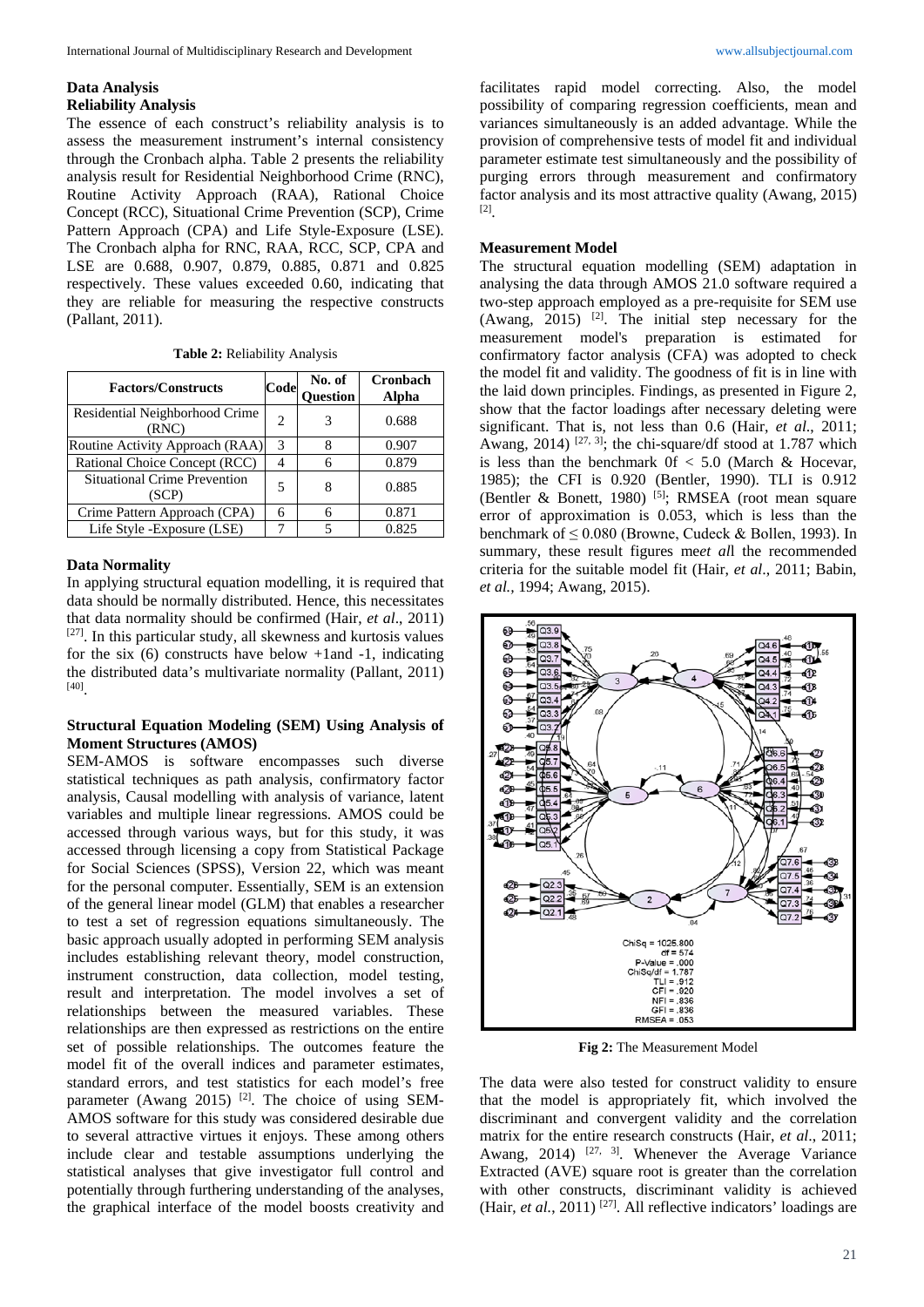## Data Analysis

### Reliability Analysis

The essence of each construct's reliability analysis is to assess the measurement instrument's internal consistency through the Cronbach alpha. Table 2 presents the reliability analysis result for Residential Neighborhood Crime (RNC), Routine Activity Approach (RAA), Rational Choice Concept (RCC), Situational Crime Prevention (SCP), Crime Pattern Approach (CPA) and Life Style-Exposure (LSE). The Cronbach alpha for RNC, RAA, RCC, SCP, CPA and LSE are 0.688, 0.907, 0.879, 0.885, 0.871 and 0.825 respectively. These values exceeded 0.60, indicating that they are reliable for measuring the respective constructs (Pallant, 2011).

**Table 2:** Reliability Analysis

| Factors/Constructs | Code | No. of Question | Cronbach Alpha |
|---|---|---|---|
| Residential Neighborhood Crime (RNC) | 2 | 3 | 0.688 |
| Routine Activity Approach (RAA) | 3 | 8 | 0.907 |
| Rational Choice Concept (RCC) | 4 | 6 | 0.879 |
| Situational Crime Prevention (SCP) | 5 | 8 | 0.885 |
| Crime Pattern Approach (CPA) | 6 | 6 | 0.871 |
| Life Style -Exposure (LSE) | 7 | 5 | 0.825 |

### Data Normality

In applying structural equation modelling, it is required that data should be normally distributed. Hence, this necessitates that data normality should be confirmed (Hair, *et al*., 2011) [27]. In this particular study, all skewness and kurtosis values for the six (6) constructs have below +1and -1, indicating the distributed data's multivariate normality (Pallant, 2011) [40].

### Structural Equation Modeling (SEM) Using Analysis of Moment Structures (AMOS)

SEM-AMOS is software encompasses such diverse statistical techniques as path analysis, confirmatory factor analysis, Causal modelling with analysis of variance, latent variables and multiple linear regressions. AMOS could be accessed through various ways, but for this study, it was accessed through licensing a copy from Statistical Package for Social Sciences (SPSS), Version 22, which was meant for the personal computer. Essentially, SEM is an extension of the general linear model (GLM) that enables a researcher to test a set of regression equations simultaneously. The basic approach usually adopted in performing SEM analysis includes establishing relevant theory, model construction, instrument construction, data collection, model testing, result and interpretation. The model involves a set of relationships between the measured variables. These relationships are then expressed as restrictions on the entire set of possible relationships. The outcomes feature the model fit of the overall indices and parameter estimates, standard errors, and test statistics for each model's free parameter (Awang 2015) [2]. The choice of using SEM-AMOS software for this study was considered desirable due to several attractive virtues it enjoys. These among others include clear and testable assumptions underlying the statistical analyses that give investigator full control and potentially through furthering understanding of the analyses, the graphical interface of the model boosts creativity and facilitates rapid model correcting. Also, the model possibility of comparing regression coefficients, mean and variances simultaneously is an added advantage. While the provision of comprehensive tests of model fit and individual parameter estimate test simultaneously and the possibility of purging errors through measurement and confirmatory factor analysis and its most attractive quality (Awang, 2015) [2].

### Measurement Model

The structural equation modelling (SEM) adaptation in analysing the data through AMOS 21.0 software required a two-step approach employed as a pre-requisite for SEM use (Awang, 2015) [2]. The initial step necessary for the measurement model's preparation is estimated for confirmatory factor analysis (CFA) was adopted to check the model fit and validity. The goodness of fit is in line with the laid down principles. Findings, as presented in Figure 2, show that the factor loadings after necessary deleting were significant. That is, not less than 0.6 (Hair, *et al*., 2011; Awang, 2014) [27, 3]; the chi-square/df stood at 1.787 which is less than the benchmark 0f < 5.0 (March & Hocevar, 1985); the CFI is 0.920 (Bentler, 1990). TLI is 0.912 (Bentler & Bonett, 1980) [5]; RMSEA (root mean square error of approximation is 0.053, which is less than the benchmark of ≤ 0.080 (Browne, Cudeck & Bollen, 1993). In summary, these result figures me*et al*l the recommended criteria for the suitable model fit (Hair, *et al*., 2011; Babin, *et al.*, 1994; Awang, 2015).

**Fig 2:** The Measurement Model

The data were also tested for construct validity to ensure that the model is appropriately fit, which involved the discriminant and convergent validity and the correlation matrix for the entire research constructs (Hair, *et al*., 2011; Awang, 2014) [27, 3]. Whenever the Average Variance Extracted (AVE) square root is greater than the correlation with other constructs, discriminant validity is achieved (Hair, *et al.*, 2011) [27]. All reflective indicators' loadings are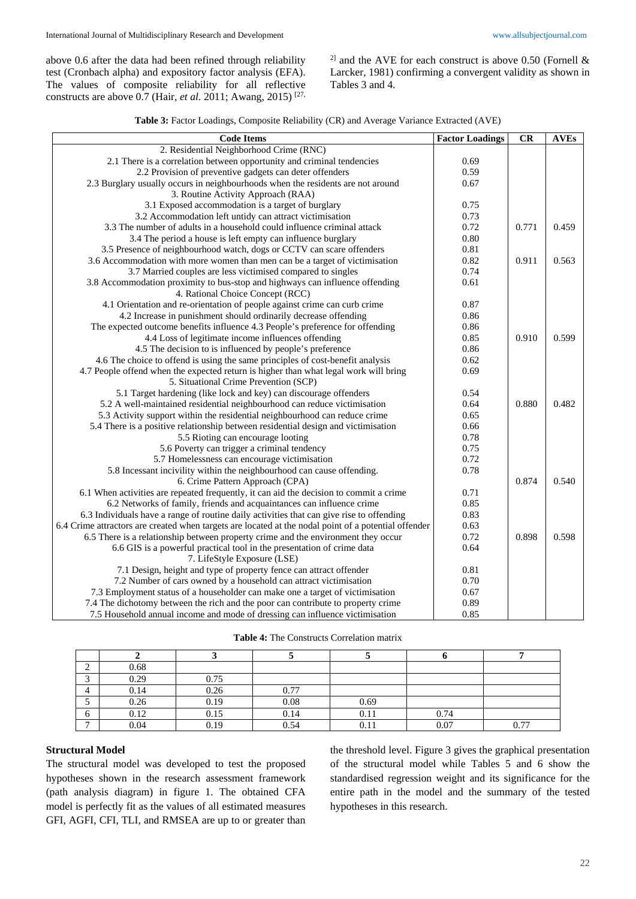above 0.6 after the data had been refined through reliability test (Cronbach alpha) and expository factor analysis (EFA). The values of composite reliability for all reflective constructs are above 0.7 (Hair, *et al.* 2011; Awang, 2015) [27, 2] and the AVE for each construct is above 0.50 (Fornell & Larcker, 1981) confirming a convergent validity as shown in Tables 3 and 4.

**Table 3:** Factor Loadings, Composite Reliability (CR) and Average Variance Extracted (AVE)

| Code Items | Factor Loadings | CR | AVEs |
|---|---|---|---|
| 2. Residential Neighborhood Crime (RNC) | | | |
| 2.1 There is a correlation between opportunity and criminal tendencies | 0.69 | | |
| 2.2 Provision of preventive gadgets can deter offenders | 0.59 | | |
| 2.3 Burglary usually occurs in neighbourhoods when the residents are not around | 0.67 | | |
| 3. Routine Activity Approach (RAA) | | | |
| 3.1 Exposed accommodation is a target of burglary | 0.75 | | |
| 3.2 Accommodation left untidy can attract victimisation | 0.73 | | |
| 3.3 The number of adults in a household could influence criminal attack | 0.72 | 0.771 | 0.459 |
| 3.4 The period a house is left empty can influence burglary | 0.80 | | |
| 3.5 Presence of neighbourhood watch, dogs or CCTV can scare offenders | 0.81 | | |
| 3.6 Accommodation with more women than men can be a target of victimisation | 0.82 | 0.911 | 0.563 |
| 3.7 Married couples are less victimised compared to singles | 0.74 | | |
| 3.8 Accommodation proximity to bus-stop and highways can influence offending | 0.61 | | |
| 4. Rational Choice Concept (RCC) | | | |
| 4.1 Orientation and re-orientation of people against crime can curb crime | 0.87 | | |
| 4.2 Increase in punishment should ordinarily decrease offending | 0.86 | | |
| The expected outcome benefits influence 4.3 People's preference for offending | 0.86 | | |
| 4.4 Loss of legitimate income influences offending | 0.85 | 0.910 | 0.599 |
| 4.5 The decision to is influenced by people's preference | 0.86 | | |
| 4.6 The choice to offend is using the same principles of cost-benefit analysis | 0.62 | | |
| 4.7 People offend when the expected return is higher than what legal work will bring | 0.69 | | |
| 5. Situational Crime Prevention (SCP) | | | |
| 5.1 Target hardening (like lock and key) can discourage offenders | 0.54 | | |
| 5.2 A well-maintained residential neighbourhood can reduce victimisation | 0.64 | 0.880 | 0.482 |
| 5.3 Activity support within the residential neighbourhood can reduce crime | 0.65 | | |
| 5.4 There is a positive relationship between residential design and victimisation | 0.66 | | |
| 5.5 Rioting can encourage looting | 0.78 | | |
| 5.6 Poverty can trigger a criminal tendency | 0.75 | | |
| 5.7 Homelessness can encourage victimisation | 0.72 | | |
| 5.8 Incessant incivility within the neighbourhood can cause offending. | 0.78 | | |
| 6. Crime Pattern Approach (CPA) | | 0.874 | 0.540 |
| 6.1 When activities are repeated frequently, it can aid the decision to commit a crime | 0.71 | | |
| 6.2 Networks of family, friends and acquaintances can influence crime | 0.85 | | |
| 6.3 Individuals have a range of routine daily activities that can give rise to offending | 0.83 | | |
| 6.4 Crime attractors are created when targets are located at the nodal point of a potential offender | 0.63 | | |
| 6.5 There is a relationship between property crime and the environment they occur | 0.72 | 0.898 | 0.598 |
| 6.6 GIS is a powerful practical tool in the presentation of crime data | 0.64 | | |
| 7. LifeStyle Exposure (LSE) | | | |
| 7.1 Design, height and type of property fence can attract offender | 0.81 | | |
| 7.2 Number of cars owned by a household can attract victimisation | 0.70 | | |
| 7.3 Employment status of a householder can make one a target of victimisation | 0.67 | | |
| 7.4 The dichotomy between the rich and the poor can contribute to property crime | 0.89 | | |
| 7.5 Household annual income and mode of dressing can influence victimisation | 0.85 | | |

**Table 4:** The Constructs Correlation matrix

| | 2 | 3 | 5 | 5 | 6 | 7 |
|---|---|---|---|---|---|---|
| 2 | 0.68 | | | | | |
| 3 | 0.29 | 0.75 | | | | |
| 4 | 0.14 | 0.26 | 0.77 | | | |
| 5 | 0.26 | 0.19 | 0.08 | 0.69 | | |
| 6 | 0.12 | 0.15 | 0.14 | 0.11 | 0.74 | |
| 7 | 0.04 | 0.19 | 0.54 | 0.11 | 0.07 | 0.77 |

### Structural Model

The structural model was developed to test the proposed hypotheses shown in the research assessment framework (path analysis diagram) in figure 1. The obtained CFA model is perfectly fit as the values of all estimated measures GFI, AGFI, CFI, TLI, and RMSEA are up to or greater than the threshold level. Figure 3 gives the graphical presentation of the structural model while Tables 5 and 6 show the standardised regression weight and its significance for the entire path in the model and the summary of the tested hypotheses in this research.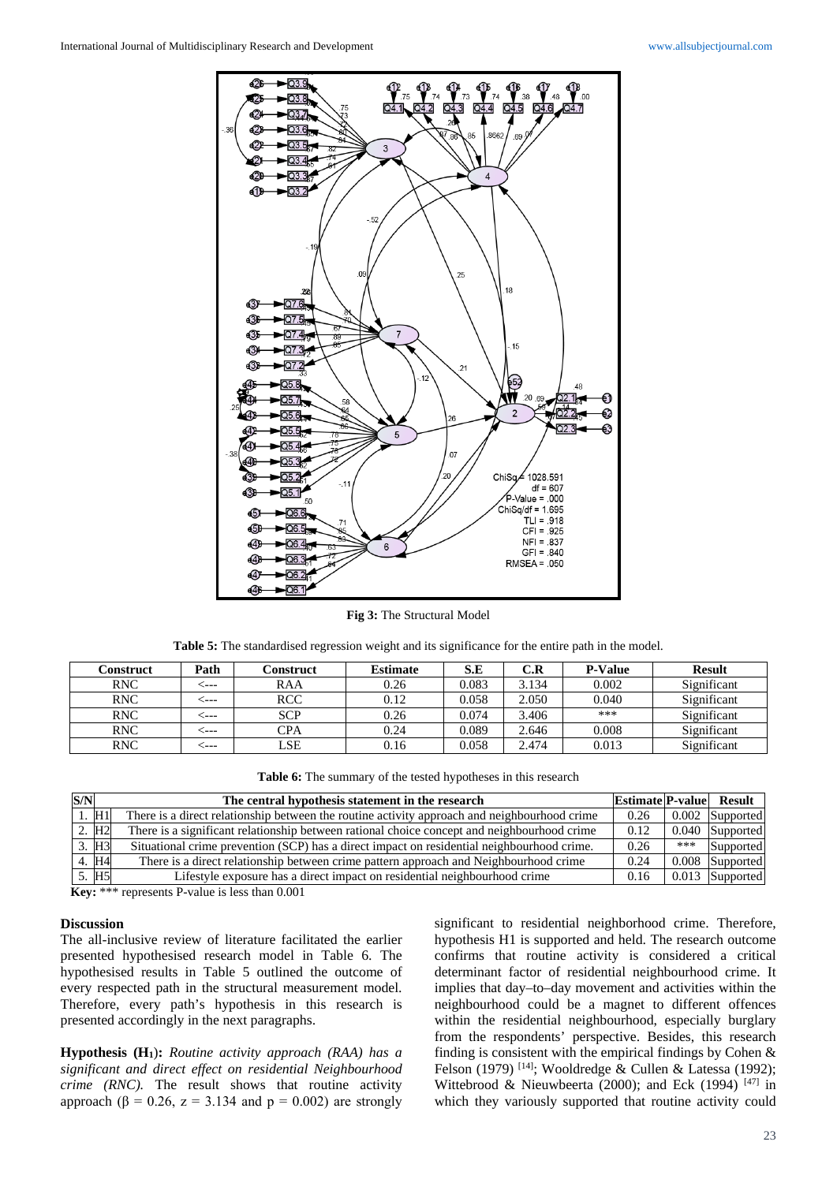Fig 3: The Structural Model

**Table 5:** The standardised regression weight and its significance for the entire path in the model.

| Construct | Path | Construct | Estimate | S.E | C.R | P-Value | Result |
|---|---|---|---|---|---|---|---|
| RNC | <--- | RAA | 0.26 | 0.083 | 3.134 | 0.002 | Significant |
| RNC | <--- | RCC | 0.12 | 0.058 | 2.050 | 0.040 | Significant |
| RNC | <--- | SCP | 0.26 | 0.074 | 3.406 | *** | Significant |
| RNC | <--- | CPA | 0.24 | 0.089 | 2.646 | 0.008 | Significant |
| RNC | <--- | LSE | 0.16 | 0.058 | 2.474 | 0.013 | Significant |

**Table 6:** The summary of the tested hypotheses in this research

| S/N | | The central hypothesis statement in the research | Estimate | P-value | Result |
|---|---|---|---|---|---|
| 1. | H1 | There is a direct relationship between the routine activity approach and neighbourhood crime | 0.26 | 0.002 | Supported |
| 2. | H2 | There is a significant relationship between rational choice concept and neighbourhood crime | 0.12 | 0.040 | Supported |
| 3. | H3 | Situational crime prevention (SCP) has a direct impact on residential neighbourhood crime. | 0.26 | *** | Supported |
| 4. | H4 | There is a direct relationship between crime pattern approach and Neighbourhood crime | 0.24 | 0.008 | Supported |
| 5. | H5 | Lifestyle exposure has a direct impact on residential neighbourhood crime | 0.16 | 0.013 | Supported |

**Key:** *** represents P-value is less than 0.001

## Discussion

The all-inclusive review of literature facilitated the earlier presented hypothesised research model in Table 6. The hypothesised results in Table 5 outlined the outcome of every respected path in the structural measurement model. Therefore, every path's hypothesis in this research is presented accordingly in the next paragraphs.

**Hypothesis ($H_1$):** *Routine activity approach (RAA) has a significant and direct effect on residential Neighbourhood crime (RNC).* The result shows that routine activity approach ($\beta = 0.26$, $z = 3.134$ and $p = 0.002$) are strongly significant to residential neighborhood crime. Therefore, hypothesis H1 is supported and held. The research outcome confirms that routine activity is considered a critical determinant factor of residential neighbourhood crime. It implies that day–to–day movement and activities within the neighbourhood could be a magnet to different offences within the residential neighbourhood, especially burglary from the respondents' perspective. Besides, this research finding is consistent with the empirical findings by Cohen & Felson (1979) [14]; Wooldredge & Cullen & Latessa (1992); Wittebrood & Nieuwbeerta (2000); and Eck (1994) [47] in which they variously supported that routine activity could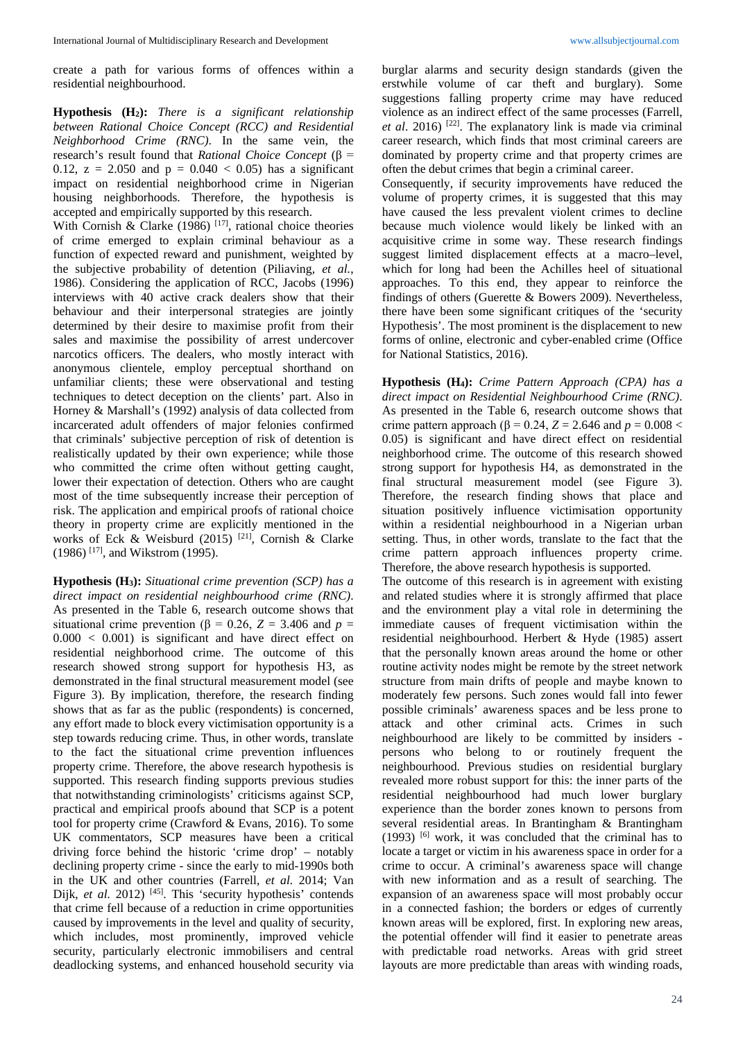create a path for various forms of offences within a residential neighbourhood.

**Hypothesis ($H_2$):** *There is a significant relationship between Rational Choice Concept (RCC) and Residential Neighborhood Crime (RNC)*. In the same vein, the research's result found that *Rational Choice Concept* ($\beta$ = 0.12, z = 2.050 and p = 0.040 < 0.05) has a significant impact on residential neighborhood crime in Nigerian housing neighborhoods. Therefore, the hypothesis is accepted and empirically supported by this research.

With Cornish & Clarke (1986) [17], rational choice theories of crime emerged to explain criminal behaviour as a function of expected reward and punishment, weighted by the subjective probability of detention (Piliaving, *et al.*, 1986). Considering the application of RCC, Jacobs (1996) interviews with 40 active crack dealers show that their behaviour and their interpersonal strategies are jointly determined by their desire to maximise profit from their sales and maximise the possibility of arrest undercover narcotics officers. The dealers, who mostly interact with anonymous clientele, employ perceptual shorthand on unfamiliar clients; these were observational and testing techniques to detect deception on the clients' part. Also in Horney & Marshall's (1992) analysis of data collected from incarcerated adult offenders of major felonies confirmed that criminals' subjective perception of risk of detention is realistically updated by their own experience; while those who committed the crime often without getting caught, lower their expectation of detection. Others who are caught most of the time subsequently increase their perception of risk. The application and empirical proofs of rational choice theory in property crime are explicitly mentioned in the works of Eck & Weisburd (2015) [21], Cornish & Clarke (1986) [17], and Wikstrom (1995).

**Hypothesis ($H_3$):** *Situational crime prevention (SCP) has a direct impact on residential neighbourhood crime (RNC)*. As presented in the Table 6, research outcome shows that situational crime prevention ($\beta$ = 0.26, *Z* = 3.406 and *p* = 0.000 < 0.001) is significant and have direct effect on residential neighborhood crime. The outcome of this research showed strong support for hypothesis H3, as demonstrated in the final structural measurement model (see Figure 3). By implication, therefore, the research finding shows that as far as the public (respondents) is concerned, any effort made to block every victimisation opportunity is a step towards reducing crime. Thus, in other words, translate to the fact the situational crime prevention influences property crime. Therefore, the above research hypothesis is supported. This research finding supports previous studies that notwithstanding criminologists' criticisms against SCP, practical and empirical proofs abound that SCP is a potent tool for property crime (Crawford & Evans, 2016). To some UK commentators, SCP measures have been a critical driving force behind the historic 'crime drop' – notably declining property crime - since the early to mid-1990s both in the UK and other countries (Farrell, *et al.* 2014; Van Dijk, *et al.* 2012) [45]. This 'security hypothesis' contends that crime fell because of a reduction in crime opportunities caused by improvements in the level and quality of security, which includes, most prominently, improved vehicle security, particularly electronic immobilisers and central deadlocking systems, and enhanced household security via burglar alarms and security design standards (given the erstwhile volume of car theft and burglary). Some suggestions falling property crime may have reduced violence as an indirect effect of the same processes (Farrell, *et al*. 2016) [22]. The explanatory link is made via criminal career research, which finds that most criminal careers are dominated by property crime and that property crimes are often the debut crimes that begin a criminal career.

Consequently, if security improvements have reduced the volume of property crimes, it is suggested that this may have caused the less prevalent violent crimes to decline because much violence would likely be linked with an acquisitive crime in some way. These research findings suggest limited displacement effects at a macro–level, which for long had been the Achilles heel of situational approaches. To this end, they appear to reinforce the findings of others (Guerette & Bowers 2009). Nevertheless, there have been some significant critiques of the 'security Hypothesis'. The most prominent is the displacement to new forms of online, electronic and cyber-enabled crime (Office for National Statistics, 2016).

**Hypothesis ($H_4$):** *Crime Pattern Approach (CPA) has a direct impact on Residential Neighbourhood Crime (RNC)*. As presented in the Table 6, research outcome shows that crime pattern approach ($\beta$ = 0.24, *Z* = 2.646 and *p* = 0.008 < 0.05) is significant and have direct effect on residential neighborhood crime. The outcome of this research showed strong support for hypothesis H4, as demonstrated in the final structural measurement model (see Figure 3). Therefore, the research finding shows that place and situation positively influence victimisation opportunity within a residential neighbourhood in a Nigerian urban setting. Thus, in other words, translate to the fact that the crime pattern approach influences property crime. Therefore, the above research hypothesis is supported.

The outcome of this research is in agreement with existing and related studies where it is strongly affirmed that place and the environment play a vital role in determining the immediate causes of frequent victimisation within the residential neighbourhood. Herbert & Hyde (1985) assert that the personally known areas around the home or other routine activity nodes might be remote by the street network structure from main drifts of people and maybe known to moderately few persons. Such zones would fall into fewer possible criminals' awareness spaces and be less prone to attack and other criminal acts. Crimes in such neighbourhood are likely to be committed by insiders - persons who belong to or routinely frequent the neighbourhood. Previous studies on residential burglary revealed more robust support for this: the inner parts of the residential neighbourhood had much lower burglary experience than the border zones known to persons from several residential areas. In Brantingham & Brantingham (1993) [6] work, it was concluded that the criminal has to locate a target or victim in his awareness space in order for a crime to occur. A criminal's awareness space will change with new information and as a result of searching. The expansion of an awareness space will most probably occur in a connected fashion; the borders or edges of currently known areas will be explored, first. In exploring new areas, the potential offender will find it easier to penetrate areas with predictable road networks. Areas with grid street layouts are more predictable than areas with winding roads,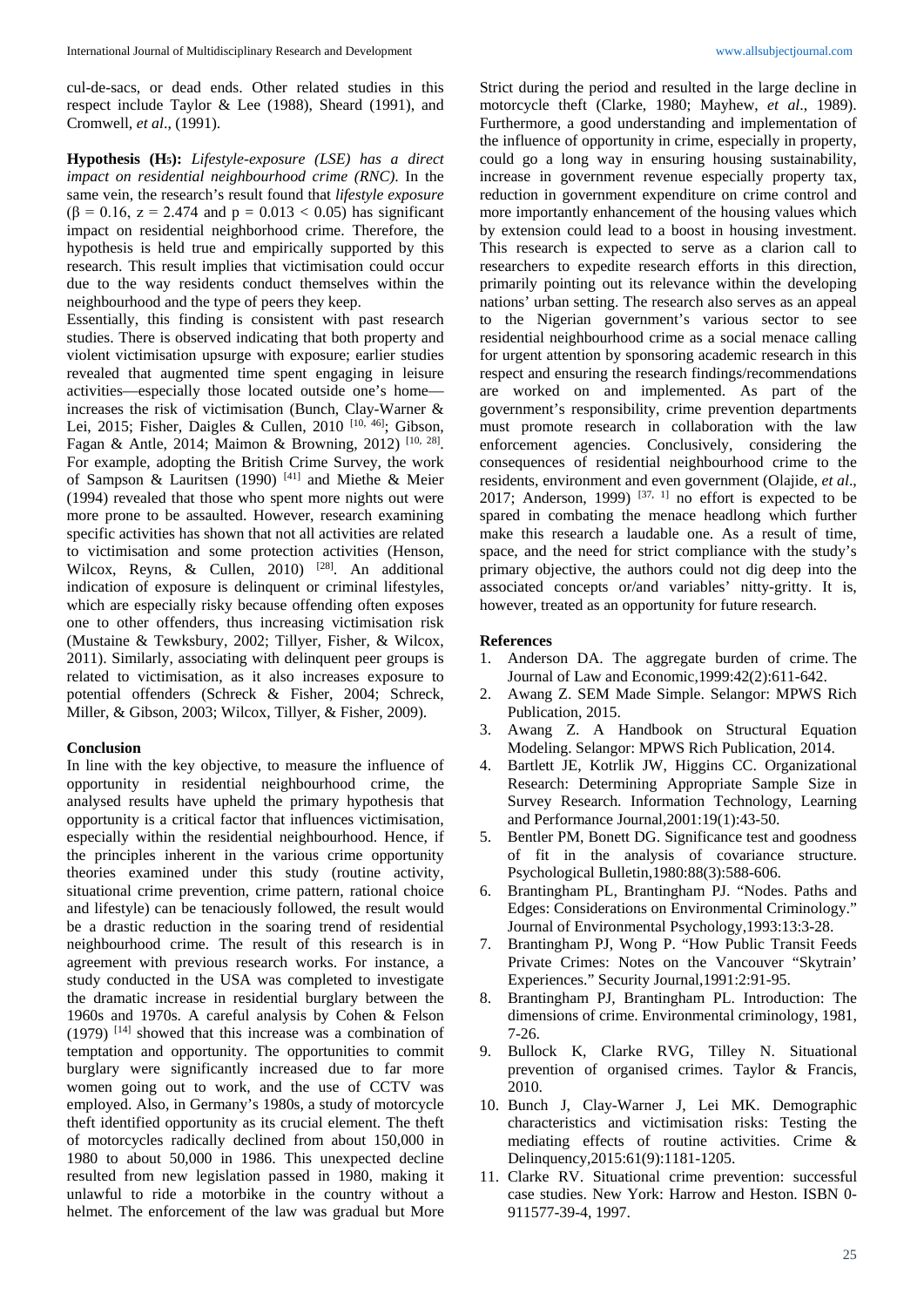cul-de-sacs, or dead ends. Other related studies in this respect include Taylor & Lee (1988), Sheard (1991), and Cromwell, *et al*., (1991).

**Hypothesis ($H_5$):** *Lifestyle-exposure (LSE) has a direct impact on residential neighbourhood crime (RNC).* In the same vein, the research's result found that *lifestyle exposure* ($\beta = 0.16$, $z = 2.474$ and $p = 0.013 < 0.05$) has significant impact on residential neighborhood crime. Therefore, the hypothesis is held true and empirically supported by this research. This result implies that victimisation could occur due to the way residents conduct themselves within the neighbourhood and the type of peers they keep.

Essentially, this finding is consistent with past research studies. There is observed indicating that both property and violent victimisation upsurge with exposure; earlier studies revealed that augmented time spent engaging in leisure activities—especially those located outside one's home—increases the risk of victimisation (Bunch, Clay-Warner & Lei, 2015; Fisher, Daigles & Cullen, 2010 [10, 46]; Gibson, Fagan & Antle, 2014; Maimon & Browning, 2012) [10, 28]. For example, adopting the British Crime Survey, the work of Sampson & Lauritsen (1990) [41] and Miethe & Meier (1994) revealed that those who spent more nights out were more prone to be assaulted. However, research examining specific activities has shown that not all activities are related to victimisation and some protection activities (Henson, Wilcox, Reyns, & Cullen, 2010) [28]. An additional indication of exposure is delinquent or criminal lifestyles, which are especially risky because offending often exposes one to other offenders, thus increasing victimisation risk (Mustaine & Tewksbury, 2002; Tillyer, Fisher, & Wilcox, 2011). Similarly, associating with delinquent peer groups is related to victimisation, as it also increases exposure to potential offenders (Schreck & Fisher, 2004; Schreck, Miller, & Gibson, 2003; Wilcox, Tillyer, & Fisher, 2009).

## Conclusion

In line with the key objective, to measure the influence of opportunity in residential neighbourhood crime, the analysed results have upheld the primary hypothesis that opportunity is a critical factor that influences victimisation, especially within the residential neighbourhood. Hence, if the principles inherent in the various crime opportunity theories examined under this study (routine activity, situational crime prevention, crime pattern, rational choice and lifestyle) can be tenaciously followed, the result would be a drastic reduction in the soaring trend of residential neighbourhood crime. The result of this research is in agreement with previous research works. For instance, a study conducted in the USA was completed to investigate the dramatic increase in residential burglary between the 1960s and 1970s. A careful analysis by Cohen & Felson (1979) [14] showed that this increase was a combination of temptation and opportunity. The opportunities to commit burglary were significantly increased due to far more women going out to work, and the use of CCTV was employed. Also, in Germany's 1980s, a study of motorcycle theft identified opportunity as its crucial element. The theft of motorcycles radically declined from about 150,000 in 1980 to about 50,000 in 1986. This unexpected decline resulted from new legislation passed in 1980, making it unlawful to ride a motorbike in the country without a helmet. The enforcement of the law was gradual but More Strict during the period and resulted in the large decline in motorcycle theft (Clarke, 1980; Mayhew, *et al*., 1989). Furthermore, a good understanding and implementation of the influence of opportunity in crime, especially in property, could go a long way in ensuring housing sustainability, increase in government revenue especially property tax, reduction in government expenditure on crime control and more importantly enhancement of the housing values which by extension could lead to a boost in housing investment. This research is expected to serve as a clarion call to researchers to expedite research efforts in this direction, primarily pointing out its relevance within the developing nations' urban setting. The research also serves as an appeal to the Nigerian government's various sector to see residential neighbourhood crime as a social menace calling for urgent attention by sponsoring academic research in this respect and ensuring the research findings/recommendations are worked on and implemented. As part of the government's responsibility, crime prevention departments must promote research in collaboration with the law enforcement agencies. Conclusively, considering the consequences of residential neighbourhood crime to the residents, environment and even government (Olajide, *et al*., 2017; Anderson, 1999) [37, 1] no effort is expected to be spared in combating the menace headlong which further make this research a laudable one. As a result of time, space, and the need for strict compliance with the study's primary objective, the authors could not dig deep into the associated concepts or/and variables' nitty-gritty. It is, however, treated as an opportunity for future research.

## References

1. Anderson DA. The aggregate burden of crime. The Journal of Law and Economic,1999:42(2):611-642.
2. Awang Z. SEM Made Simple. Selangor: MPWS Rich Publication, 2015.
3. Awang Z. A Handbook on Structural Equation Modeling. Selangor: MPWS Rich Publication, 2014.
4. Bartlett JE, Kotrlik JW, Higgins CC. Organizational Research: Determining Appropriate Sample Size in Survey Research. Information Technology, Learning and Performance Journal,2001:19(1):43-50.
5. Bentler PM, Bonett DG. Significance test and goodness of fit in the analysis of covariance structure. Psychological Bulletin,1980:88(3):588-606.
6. Brantingham PL, Brantingham PJ. "Nodes. Paths and Edges: Considerations on Environmental Criminology." Journal of Environmental Psychology,1993:13:3-28.
7. Brantingham PJ, Wong P. "How Public Transit Feeds Private Crimes: Notes on the Vancouver "Skytrain' Experiences." Security Journal,1991:2:91-95.
8. Brantingham PJ, Brantingham PL. Introduction: The dimensions of crime. Environmental criminology, 1981, 7-26.
9. Bullock K, Clarke RVG, Tilley N. Situational prevention of organised crimes. Taylor & Francis, 2010.
10. Bunch J, Clay-Warner J, Lei MK. Demographic characteristics and victimisation risks: Testing the mediating effects of routine activities. Crime & Delinquency,2015:61(9):1181-1205.
11. Clarke RV. Situational crime prevention: successful case studies. New York: Harrow and Heston. ISBN 0-911577-39-4, 1997.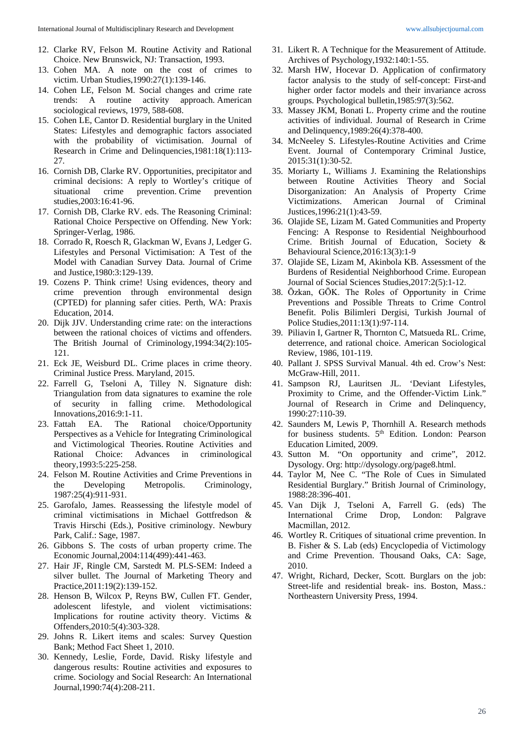12. Clarke RV, Felson M. Routine Activity and Rational Choice. New Brunswick, NJ: Transaction, 1993.
13. Cohen MA. A note on the cost of crimes to victim. Urban Studies,1990:27(1):139-146.
14. Cohen LE, Felson M. Social changes and crime rate trends: A routine activity approach. American sociological reviews, 1979, 588-608.
15. Cohen LE, Cantor D. Residential burglary in the United States: Lifestyles and demographic factors associated with the probability of victimisation. Journal of Research in Crime and Delinquencies,1981:18(1):113-27.
16. Cornish DB, Clarke RV. Opportunities, precipitator and criminal decisions: A reply to Wortley's critique of situational crime prevention. Crime prevention studies,2003:16:41-96.
17. Cornish DB, Clarke RV. eds. The Reasoning Criminal: Rational Choice Perspective on Offending. New York: Springer-Verlag, 1986.
18. Corrado R, Roesch R, Glackman W, Evans J, Ledger G. Lifestyles and Personal Victimisation: A Test of the Model with Canadian Survey Data. Journal of Crime and Justice,1980:3:129-139.
19. Cozens P. Think crime! Using evidences, theory and crime prevention through environmental design (CPTED) for planning safer cities. Perth, WA: Praxis Education, 2014.
20. Dijk JJV. Understanding crime rate: on the interactions between the rational choices of victims and offenders. The British Journal of Criminology,1994:34(2):105-121.
21. Eck JE, Weisburd DL. Crime places in crime theory. Criminal Justice Press. Maryland, 2015.
22. Farrell G, Tseloni A, Tilley N. Signature dish: Triangulation from data signatures to examine the role of security in falling crime. Methodological Innovations,2016:9:1-11.
23. Fattah EA. The Rational choice/Opportunity Perspectives as a Vehicle for Integrating Criminological and Victimological Theories. Routine Activities and Rational Choice: Advances in criminological theory,1993:5:225-258.
24. Felson M. Routine Activities and Crime Preventions in the Developing Metropolis. Criminology, 1987:25(4):911-931.
25. Garofalo, James. Reassessing the lifestyle model of criminal victimisations in Michael Gottfredson & Travis Hirschi (Eds.), Positive criminology. Newbury Park, Calif.: Sage, 1987.
26. Gibbons S. The costs of urban property crime. The Economic Journal,2004:114(499):441-463.
27. Hair JF, Ringle CM, Sarstedt M. PLS-SEM: Indeed a silver bullet. The Journal of Marketing Theory and Practice,2011:19(2):139-152.
28. Henson B, Wilcox P, Reyns BW, Cullen FT. Gender, adolescent lifestyle, and violent victimisations: Implications for routine activity theory. Victims & Offenders,2010:5(4):303-328.
29. Johns R. Likert items and scales: Survey Question Bank; Method Fact Sheet 1, 2010.
30. Kennedy, Leslie, Forde, David. Risky lifestyle and dangerous results: Routine activities and exposures to crime. Sociology and Social Research: An International Journal,1990:74(4):208-211.
31. Likert R. A Technique for the Measurement of Attitude. Archives of Psychology,1932:140:1-55.
32. Marsh HW, Hocevar D. Application of confirmatory factor analysis to the study of self-concept: First-and higher order factor models and their invariance across groups. Psychological bulletin,1985:97(3):562.
33. Massey JKM, Bonati L. Property crime and the routine activities of individual. Journal of Research in Crime and Delinquency,1989:26(4):378-400.
34. McNeeley S. Lifestyles-Routine Activities and Crime Event. Journal of Contemporary Criminal Justice, 2015:31(1):30-52.
35. Moriarty L, Williams J. Examining the Relationships between Routine Activities Theory and Social Disorganization: An Analysis of Property Crime Victimizations. American Journal of Criminal Justices,1996:21(1):43-59.
36. Olajide SE, Lizam M. Gated Communities and Property Fencing: A Response to Residential Neighbourhood Crime. British Journal of Education, Society & Behavioural Science,2016:13(3):1-9
37. Olajide SE, Lizam M, Akinbola KB. Assessment of the Burdens of Residential Neighborhood Crime. European Journal of Social Sciences Studies,2017:2(5):1-12.
38. Özkan, GÖK. The Roles of Opportunity in Crime Preventions and Possible Threats to Crime Control Benefit. Polis Bilimleri Dergisi, Turkish Journal of Police Studies,2011:13(1):97-114.
39. Piliavin I, Gartner R, Thornton C, Matsueda RL. Crime, deterrence, and rational choice. American Sociological Review, 1986, 101-119.
40. Pallant J. SPSS Survival Manual. 4th ed. Crow's Nest: McGraw-Hill, 2011.
41. Sampson RJ, Lauritsen JL. 'Deviant Lifestyles, Proximity to Crime, and the Offender-Victim Link." Journal of Research in Crime and Delinquency, 1990:27:110-39.
42. Saunders M, Lewis P, Thornhill A. Research methods for business students. 5th Edition. London: Pearson Education Limited, 2009.
43. Sutton M. "On opportunity and crime", 2012. Dysology. Org: http://dysology.org/page8.html.
44. Taylor M, Nee C. "The Role of Cues in Simulated Residential Burglary." British Journal of Criminology, 1988:28:396-401.
45. Van Dijk J, Tseloni A, Farrell G. (eds) The International Crime Drop, London: Palgrave Macmillan, 2012.
46. Wortley R. Critiques of situational crime prevention. In B. Fisher & S. Lab (eds) Encyclopedia of Victimology and Crime Prevention. Thousand Oaks, CA: Sage, 2010.
47. Wright, Richard, Decker, Scott. Burglars on the job: Street-life and residential break- ins. Boston, Mass.: Northeastern University Press, 1994.